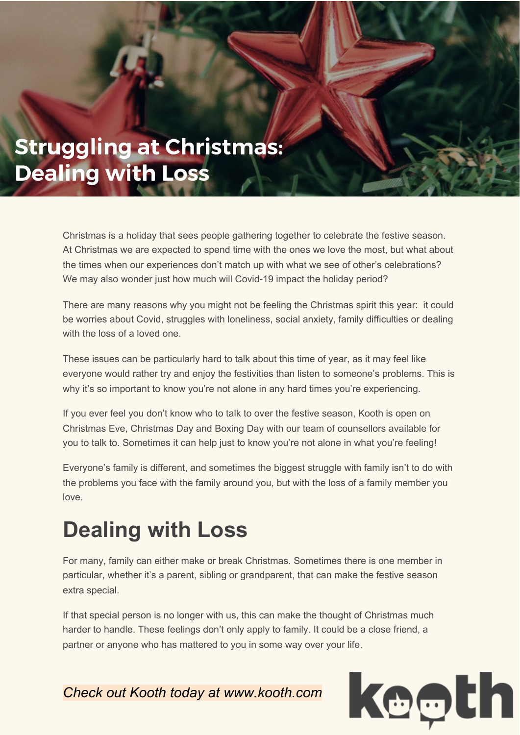# Struggling at Christmas: Dealing with Loss

Christmas is a holiday that sees people gathering together to celebrate the festive season. At Christmas we are expected to spend time with the ones we love the most, but what about the times when our experiences don't match up with what we see of other's celebrations? We may also wonder just how much will Covid-19 impact the holiday period?

There are many reasons why you might not be feeling the Christmas spirit this year: it could be worries about Covid, struggles with loneliness, social anxiety, family difficulties or dealing with the loss of a loved one.

These issues can be particularly hard to talk about this time of year, as it may feel like everyone would rather try and enjoy the festivities than listen to someone's problems. This is why it's so important to know you're not alone in any hard times you're experiencing.

If you ever feel you don't know who to talk to over the festive season, Kooth is open on Christmas Eve, Christmas Day and Boxing Day with our team of counsellors available for you to talk to. Sometimes it can help just to know you're not alone in what you're feeling!

Everyone's family is different, and sometimes the biggest struggle with family isn't to do with the problems you face with the family around you, but with the loss of a family member you love.

## Dealing with Loss

For many, family can either make or break Christmas. Sometimes there is one member in particular, whether it's a parent, sibling or grandparent, that can make the festive season extra special.

If that special person is no longer with us, this can make the thought of Christmas much harder to handle. These feelings don't only apply to family. It could be a close friend, a partner or anyone who has mattered to you in some way over your life.

*Check out Kooth today at www.kooth.com*

kooth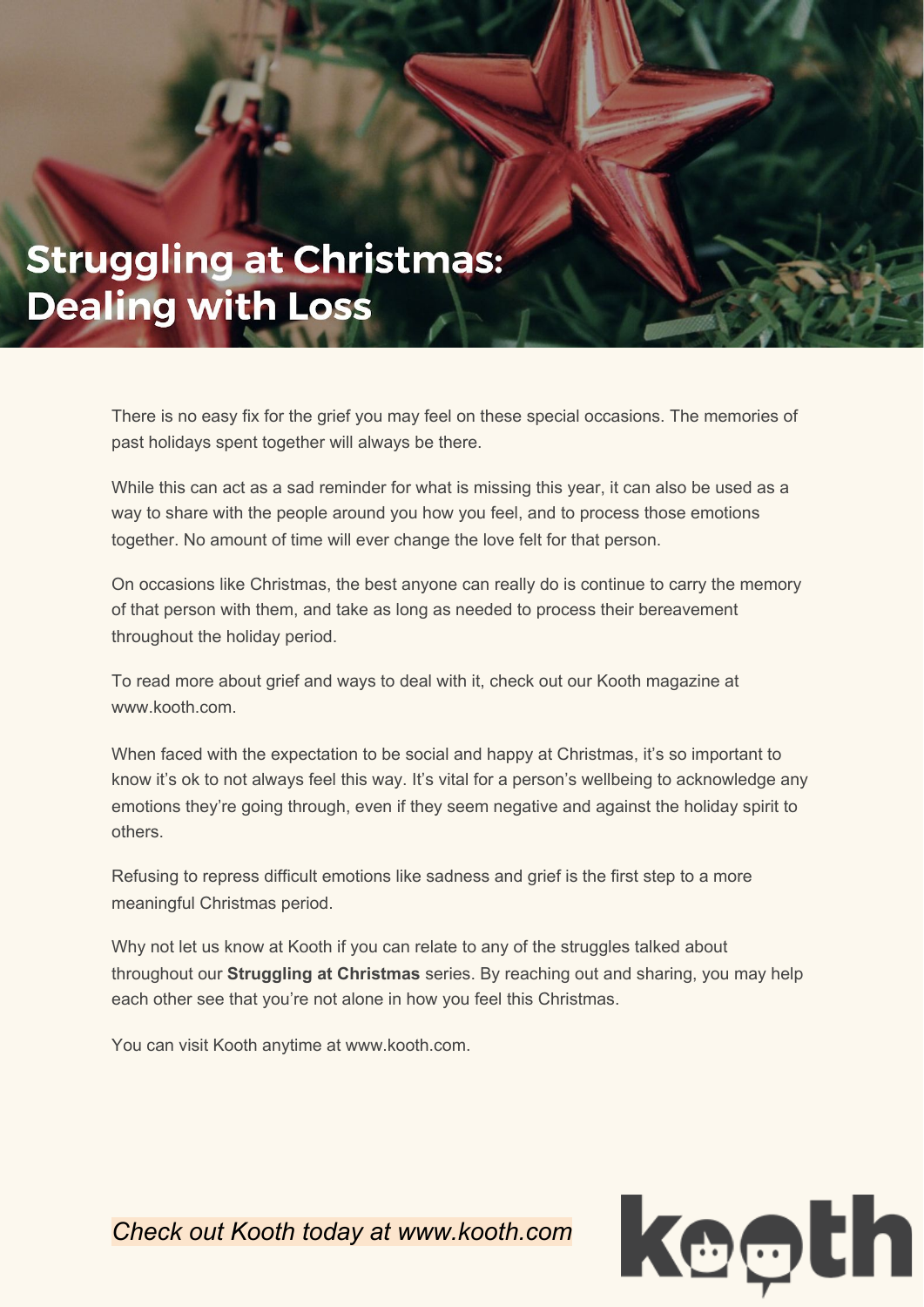# Struggling at Christmas: Dealing with Loss

There is no easy fix for the grief you may feel on these special occasions. The memories of past holidays spent together will always be there.

While this can act as a sad reminder for what is missing this year, it can also be used as a way to share with the people around you how you feel, and to process those emotions together. No amount of time will ever change the love felt for that person.

On occasions like Christmas, the best anyone can really do is continue to carry the memory of that person with them, and take as long as needed to process their bereavement throughout the holiday period.

To read more about grief and ways to deal with it, check out our Kooth magazine at www.kooth.com.

When faced with the expectation to be social and happy at Christmas, it's so important to know it's ok to not always feel this way. It's vital for a person's wellbeing to acknowledge any emotions they're going through, even if they seem negative and against the holiday spirit to others.

Refusing to repress difficult emotions like sadness and grief is the first step to a more meaningful Christmas period.

Why not let us know at Kooth if you can relate to any of the struggles talked about throughout our **Struggling at Christmas** series. By reaching out and sharing, you may help each other see that you're not alone in how you feel this Christmas.

You can visit Kooth anytime at www.kooth.com.

*Check out Kooth today at www.kooth.com*

kooth